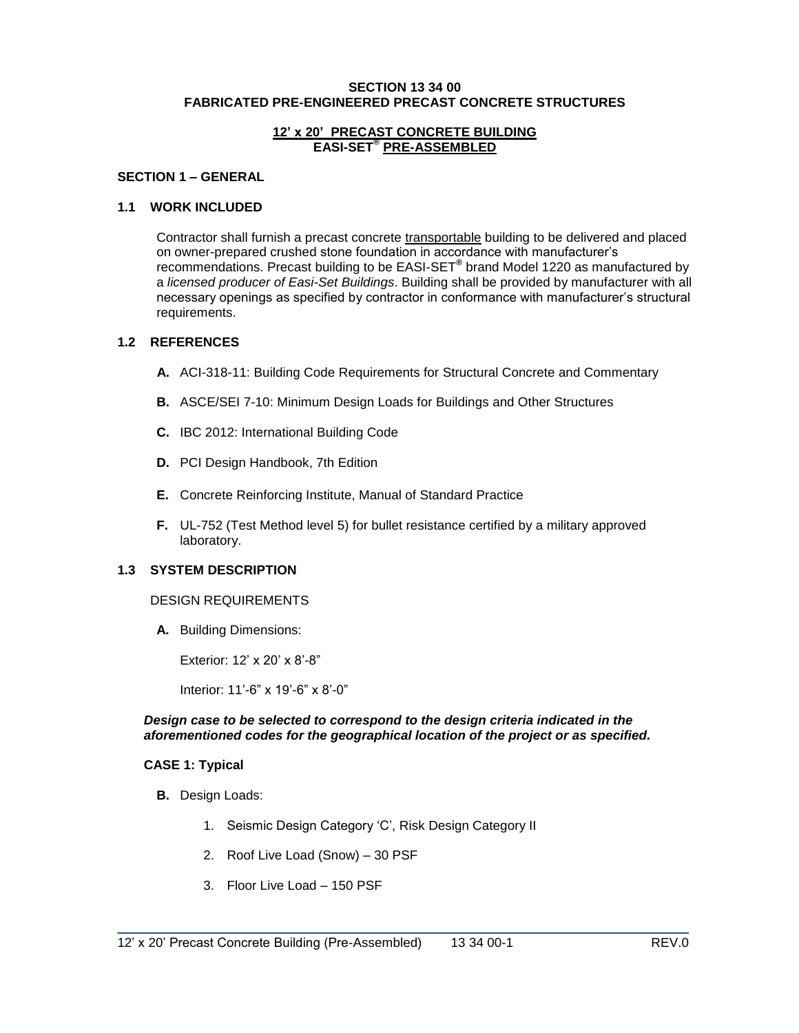**SECTION 13 34 00**
**FABRICATED PRE-ENGINEERED PRECAST CONCRETE STRUCTURES**

**12' x 20' PRECAST CONCRETE BUILDING**
**EASI-SET® PRE-ASSEMBLED**

## SECTION 1 – GENERAL

### 1.1 WORK INCLUDED

Contractor shall furnish a precast concrete transportable building to be delivered and placed on owner-prepared crushed stone foundation in accordance with manufacturer's recommendations. Precast building to be EASI-SET® brand Model 1220 as manufactured by a *licensed producer of Easi-Set Buildings*. Building shall be provided by manufacturer with all necessary openings as specified by contractor in conformance with manufacturer's structural requirements.

### 1.2 REFERENCES

- **A.** ACI-318-11: Building Code Requirements for Structural Concrete and Commentary
- **B.** ASCE/SEI 7-10: Minimum Design Loads for Buildings and Other Structures
- **C.** IBC 2012: International Building Code
- **D.** PCI Design Handbook, 7th Edition
- **E.** Concrete Reinforcing Institute, Manual of Standard Practice
- **F.** UL-752 (Test Method level 5) for bullet resistance certified by a military approved laboratory.

### 1.3 SYSTEM DESCRIPTION

DESIGN REQUIREMENTS

**A.** Building Dimensions:

Exterior: 12' x 20' x 8'-8"

Interior: 11'-6" x 19'-6" x 8'-0"

***Design case to be selected to correspond to the design criteria indicated in the aforementioned codes for the geographical location of the project or as specified.***

**CASE 1: Typical**

**B.** Design Loads:

1. Seismic Design Category 'C', Risk Design Category II
2. Roof Live Load (Snow) – 30 PSF
3. Floor Live Load – 150 PSF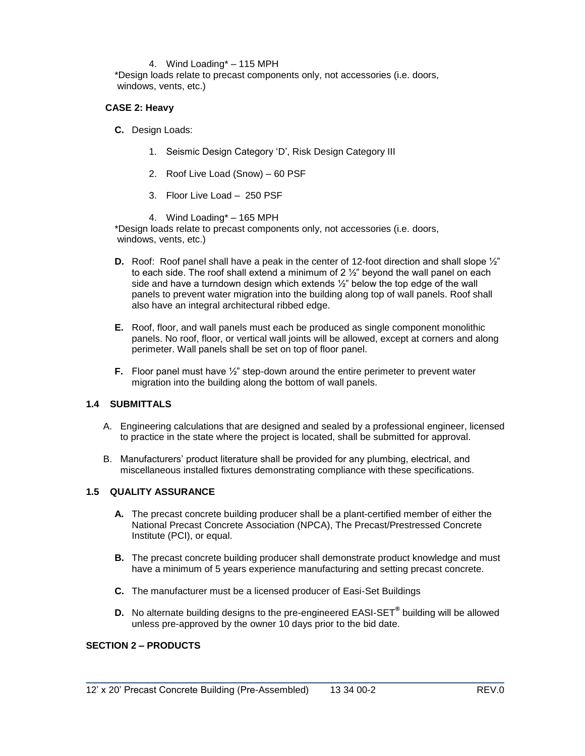4. Wind Loading* – 115 MPH

*Design loads relate to precast components only, not accessories (i.e. doors, windows, vents, etc.)

**CASE 2: Heavy**

**C.** Design Loads:

1. Seismic Design Category 'D', Risk Design Category III
2. Roof Live Load (Snow) – 60 PSF
3. Floor Live Load – 250 PSF
4. Wind Loading* – 165 MPH

*Design loads relate to precast components only, not accessories (i.e. doors, windows, vents, etc.)

**D.** Roof: Roof panel shall have a peak in the center of 12-foot direction and shall slope ½" to each side. The roof shall extend a minimum of 2 ½" beyond the wall panel on each side and have a turndown design which extends ½" below the top edge of the wall panels to prevent water migration into the building along top of wall panels. Roof shall also have an integral architectural ribbed edge.

**E.** Roof, floor, and wall panels must each be produced as single component monolithic panels. No roof, floor, or vertical wall joints will be allowed, except at corners and along perimeter. Wall panels shall be set on top of floor panel.

**F.** Floor panel must have ½" step-down around the entire perimeter to prevent water migration into the building along the bottom of wall panels.

## 1.4 SUBMITTALS

A. Engineering calculations that are designed and sealed by a professional engineer, licensed to practice in the state where the project is located, shall be submitted for approval.

B. Manufacturers' product literature shall be provided for any plumbing, electrical, and miscellaneous installed fixtures demonstrating compliance with these specifications.

## 1.5 QUALITY ASSURANCE

**A.** The precast concrete building producer shall be a plant-certified member of either the National Precast Concrete Association (NPCA), The Precast/Prestressed Concrete Institute (PCI), or equal.

**B.** The precast concrete building producer shall demonstrate product knowledge and must have a minimum of 5 years experience manufacturing and setting precast concrete.

**C.** The manufacturer must be a licensed producer of Easi-Set Buildings

**D.** No alternate building designs to the pre-engineered EASI-SET® building will be allowed unless pre-approved by the owner 10 days prior to the bid date.

## SECTION 2 – PRODUCTS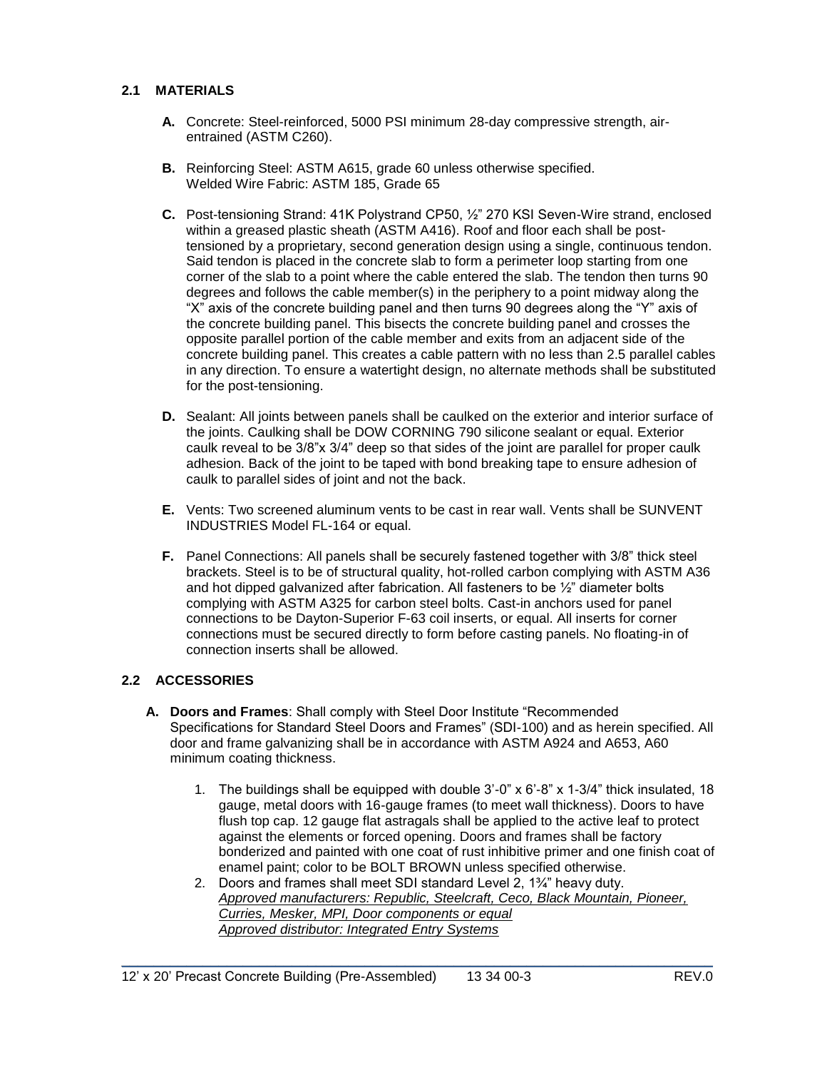## 2.1 MATERIALS

**A.** Concrete: Steel-reinforced, 5000 PSI minimum 28-day compressive strength, air-entrained (ASTM C260).

**B.** Reinforcing Steel: ASTM A615, grade 60 unless otherwise specified.
Welded Wire Fabric: ASTM 185, Grade 65

**C.** Post-tensioning Strand: 41K Polystrand CP50, ½" 270 KSI Seven-Wire strand, enclosed within a greased plastic sheath (ASTM A416). Roof and floor each shall be post-tensioned by a proprietary, second generation design using a single, continuous tendon. Said tendon is placed in the concrete slab to form a perimeter loop starting from one corner of the slab to a point where the cable entered the slab. The tendon then turns 90 degrees and follows the cable member(s) in the periphery to a point midway along the "X" axis of the concrete building panel and then turns 90 degrees along the "Y" axis of the concrete building panel. This bisects the concrete building panel and crosses the opposite parallel portion of the cable member and exits from an adjacent side of the concrete building panel. This creates a cable pattern with no less than 2.5 parallel cables in any direction. To ensure a watertight design, no alternate methods shall be substituted for the post-tensioning.

**D.** Sealant: All joints between panels shall be caulked on the exterior and interior surface of the joints. Caulking shall be DOW CORNING 790 silicone sealant or equal. Exterior caulk reveal to be 3/8"x 3/4" deep so that sides of the joint are parallel for proper caulk adhesion. Back of the joint to be taped with bond breaking tape to ensure adhesion of caulk to parallel sides of joint and not the back.

**E.** Vents: Two screened aluminum vents to be cast in rear wall. Vents shall be SUNVENT INDUSTRIES Model FL-164 or equal.

**F.** Panel Connections: All panels shall be securely fastened together with 3/8" thick steel brackets. Steel is to be of structural quality, hot-rolled carbon complying with ASTM A36 and hot dipped galvanized after fabrication. All fasteners to be ½" diameter bolts complying with ASTM A325 for carbon steel bolts. Cast-in anchors used for panel connections to be Dayton-Superior F-63 coil inserts, or equal. All inserts for corner connections must be secured directly to form before casting panels. No floating-in of connection inserts shall be allowed.

## 2.2 ACCESSORIES

**A. Doors and Frames**: Shall comply with Steel Door Institute "Recommended Specifications for Standard Steel Doors and Frames" (SDI-100) and as herein specified. All door and frame galvanizing shall be in accordance with ASTM A924 and A653, A60 minimum coating thickness.

1. The buildings shall be equipped with double 3'-0" x 6'-8" x 1-3/4" thick insulated, 18 gauge, metal doors with 16-gauge frames (to meet wall thickness). Doors to have flush top cap. 12 gauge flat astragals shall be applied to the active leaf to protect against the elements or forced opening. Doors and frames shall be factory bonderized and painted with one coat of rust inhibitive primer and one finish coat of enamel paint; color to be BOLT BROWN unless specified otherwise.
2. Doors and frames shall meet SDI standard Level 2, 1¾" heavy duty.
*Approved manufacturers: Republic, Steelcraft, Ceco, Black Mountain, Pioneer, Curries, Mesker, MPI, Door components or equal*
*Approved distributor: Integrated Entry Systems*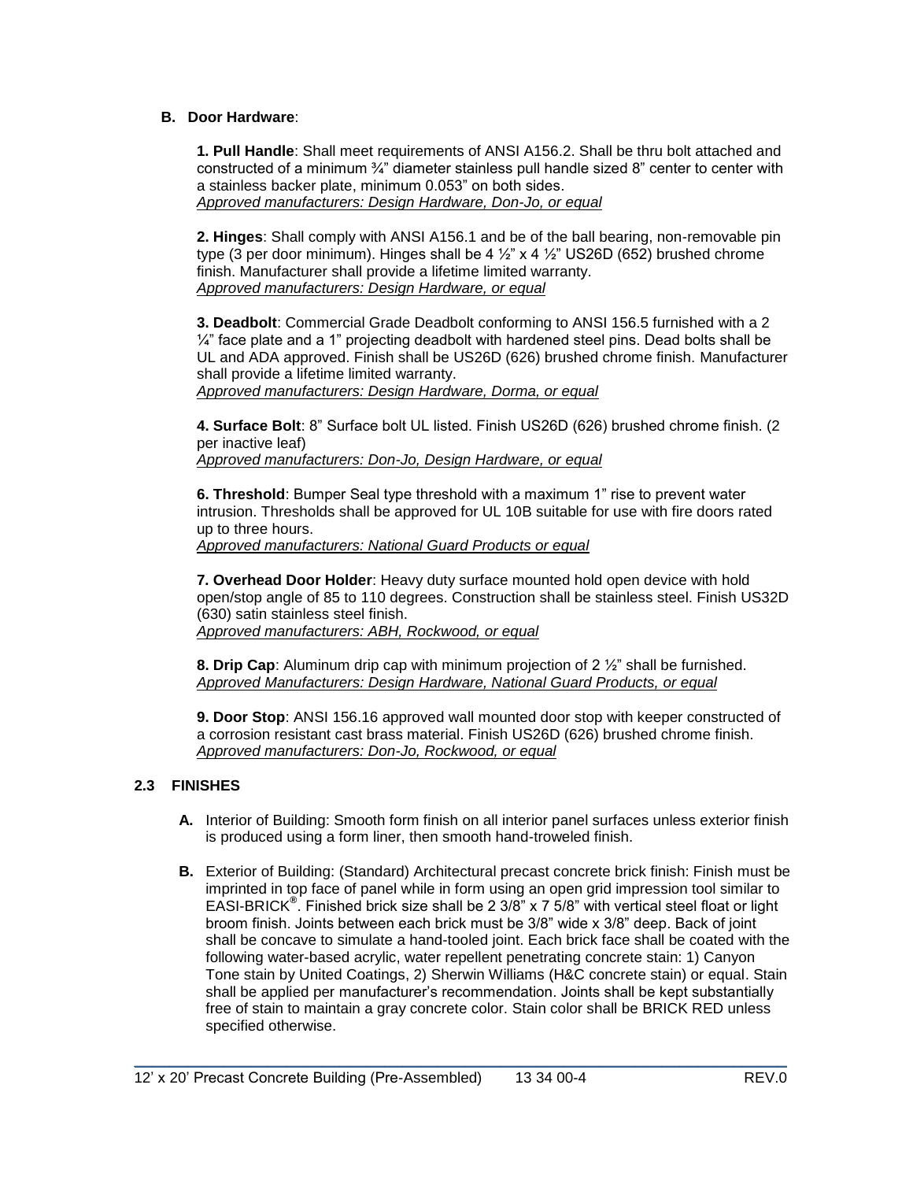**B. Door Hardware**:

**1. Pull Handle**: Shall meet requirements of ANSI A156.2. Shall be thru bolt attached and constructed of a minimum ¾" diameter stainless pull handle sized 8" center to center with a stainless backer plate, minimum 0.053" on both sides.
*Approved manufacturers: Design Hardware, Don-Jo, or equal*

**2. Hinges**: Shall comply with ANSI A156.1 and be of the ball bearing, non-removable pin type (3 per door minimum). Hinges shall be 4 ½" x 4 ½" US26D (652) brushed chrome finish. Manufacturer shall provide a lifetime limited warranty.
*Approved manufacturers: Design Hardware, or equal*

**3. Deadbolt**: Commercial Grade Deadbolt conforming to ANSI 156.5 furnished with a 2 ¼" face plate and a 1" projecting deadbolt with hardened steel pins. Dead bolts shall be UL and ADA approved. Finish shall be US26D (626) brushed chrome finish. Manufacturer shall provide a lifetime limited warranty.
*Approved manufacturers: Design Hardware, Dorma, or equal*

**4. Surface Bolt**: 8" Surface bolt UL listed. Finish US26D (626) brushed chrome finish. (2 per inactive leaf)
*Approved manufacturers: Don-Jo, Design Hardware, or equal*

**6. Threshold**: Bumper Seal type threshold with a maximum 1" rise to prevent water intrusion. Thresholds shall be approved for UL 10B suitable for use with fire doors rated up to three hours.
*Approved manufacturers: National Guard Products or equal*

**7. Overhead Door Holder**: Heavy duty surface mounted hold open device with hold open/stop angle of 85 to 110 degrees. Construction shall be stainless steel. Finish US32D (630) satin stainless steel finish.
*Approved manufacturers: ABH, Rockwood, or equal*

**8. Drip Cap**: Aluminum drip cap with minimum projection of 2 ½" shall be furnished.
*Approved Manufacturers: Design Hardware, National Guard Products, or equal*

**9. Door Stop**: ANSI 156.16 approved wall mounted door stop with keeper constructed of a corrosion resistant cast brass material. Finish US26D (626) brushed chrome finish.
*Approved manufacturers: Don-Jo, Rockwood, or equal*

### 2.3 FINISHES

**A.** Interior of Building: Smooth form finish on all interior panel surfaces unless exterior finish is produced using a form liner, then smooth hand-troweled finish.

**B.** Exterior of Building: (Standard) Architectural precast concrete brick finish: Finish must be imprinted in top face of panel while in form using an open grid impression tool similar to EASI-BRICK®. Finished brick size shall be 2 3/8" x 7 5/8" with vertical steel float or light broom finish. Joints between each brick must be 3/8" wide x 3/8" deep. Back of joint shall be concave to simulate a hand-tooled joint. Each brick face shall be coated with the following water-based acrylic, water repellent penetrating concrete stain: 1) Canyon Tone stain by United Coatings, 2) Sherwin Williams (H&C concrete stain) or equal. Stain shall be applied per manufacturer's recommendation. Joints shall be kept substantially free of stain to maintain a gray concrete color. Stain color shall be BRICK RED unless specified otherwise.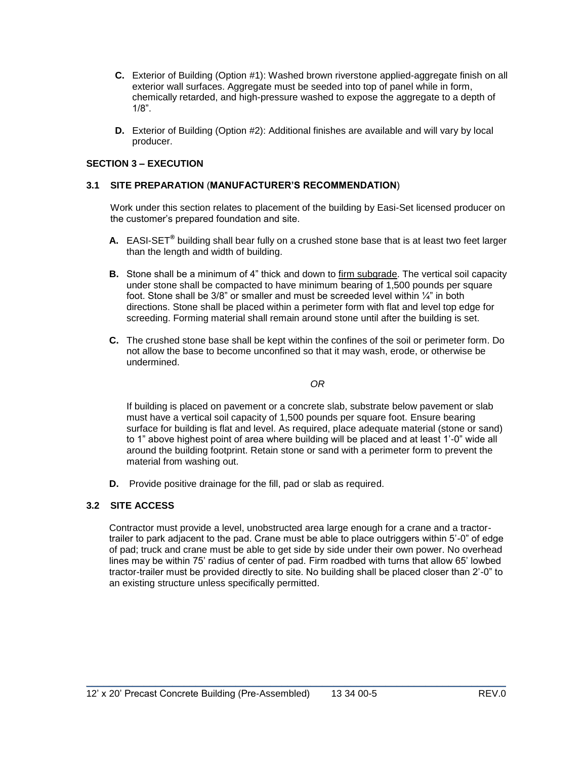**C.** Exterior of Building (Option #1): Washed brown riverstone applied-aggregate finish on all exterior wall surfaces. Aggregate must be seeded into top of panel while in form, chemically retarded, and high-pressure washed to expose the aggregate to a depth of 1/8".

**D.** Exterior of Building (Option #2): Additional finishes are available and will vary by local producer.

## SECTION 3 – EXECUTION

### 3.1 SITE PREPARATION (MANUFACTURER'S RECOMMENDATION)

Work under this section relates to placement of the building by Easi-Set licensed producer on the customer's prepared foundation and site.

**A.** EASI-SET® building shall bear fully on a crushed stone base that is at least two feet larger than the length and width of building.

**B.** Stone shall be a minimum of 4" thick and down to firm subgrade. The vertical soil capacity under stone shall be compacted to have minimum bearing of 1,500 pounds per square foot. Stone shall be 3/8" or smaller and must be screeded level within ¼" in both directions. Stone shall be placed within a perimeter form with flat and level top edge for screeding. Forming material shall remain around stone until after the building is set.

**C.** The crushed stone base shall be kept within the confines of the soil or perimeter form. Do not allow the base to become unconfined so that it may wash, erode, or otherwise be undermined.

*OR*

If building is placed on pavement or a concrete slab, substrate below pavement or slab must have a vertical soil capacity of 1,500 pounds per square foot. Ensure bearing surface for building is flat and level. As required, place adequate material (stone or sand) to 1" above highest point of area where building will be placed and at least 1'-0" wide all around the building footprint. Retain stone or sand with a perimeter form to prevent the material from washing out.

**D.** Provide positive drainage for the fill, pad or slab as required.

### 3.2 SITE ACCESS

Contractor must provide a level, unobstructed area large enough for a crane and a tractor-trailer to park adjacent to the pad. Crane must be able to place outriggers within 5'-0" of edge of pad; truck and crane must be able to get side by side under their own power. No overhead lines may be within 75' radius of center of pad. Firm roadbed with turns that allow 65' lowbed tractor-trailer must be provided directly to site. No building shall be placed closer than 2'-0" to an existing structure unless specifically permitted.